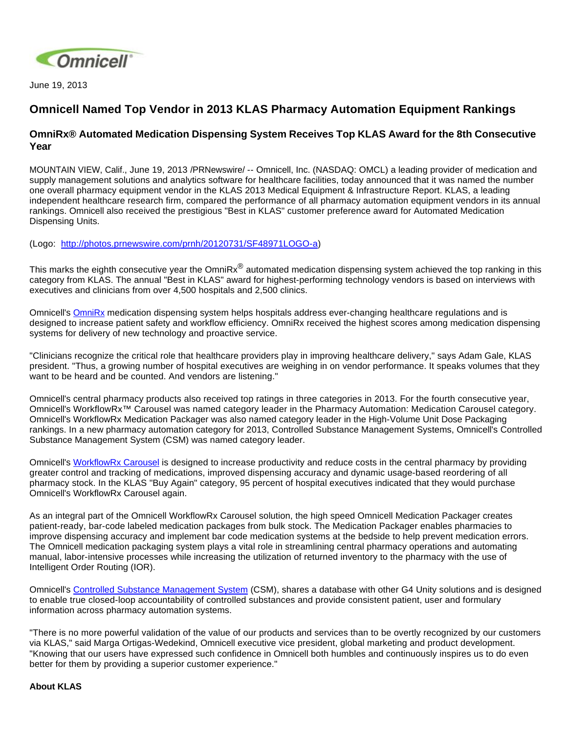June 19, 2013

# Omnicell Named Top Vendor in 2013 KLAS Pharmacy Automation Equipment Rankings

## OmniRx® Automated Medication Dispensing System Receives Top KLAS Award for the 8th Consecutive Year

MOUNTAIN VIEW, Calif., June 19, 2013 /PRNewswire/ -- Omnicell, Inc. (NASDAQ: OMCL) a leading provider of medication and supply management solutions and analytics software for healthcare facilities, today announced that it was named the number one overall pharmacy equipment vendor in the KLAS 2013 Medical Equipment & Infrastructure Report. KLAS, a leading independent healthcare research firm, compared the performance of all pharmacy automation equipment vendors in its annual rankings. Omnicell also received the prestigious "Best in KLAS" customer preference award for Automated Medication Dispensing Units.

(Logo: http://photos.prnewswire.com/prnh/20120731/SF48971LOGO-a)

This marks the eighth consecutive year the OmniRx® automated medication dispensing system achieved the top ranking in this category from KLAS. The annual "Best in KLAS" award for highest-performing technology vendors is based on interviews with executives and clinicians from over 4,500 hospitals and 2,500 clinics.

Omnicell's OmniRx medication dispensing system helps hospitals address ever-changing healthcare regulations and is designed to increase patient safety and workflow efficiency. OmniRx received the highest scores among medication dispensing systems for delivery of new technology and proactive service.

"Clinicians recognize the critical role that healthcare providers play in improving healthcare delivery," says Adam Gale, KLAS president. "Thus, a growing number of hospital executives are weighing in on vendor performance. It speaks volumes that they want to be heard and be counted. And vendors are listening."

Omnicell's central pharmacy products also received top ratings in three categories in 2013. For the fourth consecutive year, Omnicell's WorkflowRx™ Carousel was named category leader in the Pharmacy Automation: Medication Carousel category. Omnicell's WorkflowRx Medication Packager was also named category leader in the High-Volume Unit Dose Packaging rankings. In a new pharmacy automation category for 2013, Controlled Substance Management Systems, Omnicell's Controlled Substance Management System (CSM) was named category leader.

Omnicell's WorkflowRx Carousel is designed to increase productivity and reduce costs in the central pharmacy by providing greater control and tracking of medications, improved dispensing accuracy and dynamic usage-based reordering of all pharmacy stock. In the KLAS "Buy Again" category, 95 percent of hospital executives indicated that they would purchase Omnicell's WorkflowRx Carousel again.

As an integral part of the Omnicell WorkflowRx Carousel solution, the high speed Omnicell Medication Packager creates patient-ready, bar-code labeled medication packages from bulk stock. The Medication Packager enables pharmacies to improve dispensing accuracy and implement bar code medication systems at the bedside to help prevent medication errors. The Omnicell medication packaging system plays a vital role in streamlining central pharmacy operations and automating manual, labor-intensive processes while increasing the utilization of returned inventory to the pharmacy with the use of Intelligent Order Routing (IOR).

Omnicell's Controlled Substance Management System (CSM), shares a database with other G4 Unity solutions and is designed to enable true closed-loop accountability of controlled substances and provide consistent patient, user and formulary information across pharmacy automation systems.

"There is no more powerful validation of the value of our products and services than to be overtly recognized by our customers via KLAS," said Marga Ortigas-Wedekind, Omnicell executive vice president, global marketing and product development. "Knowing that our users have expressed such confidence in Omnicell both humbles and continuously inspires us to do even better for them by providing a superior customer experience."

**About KLAS**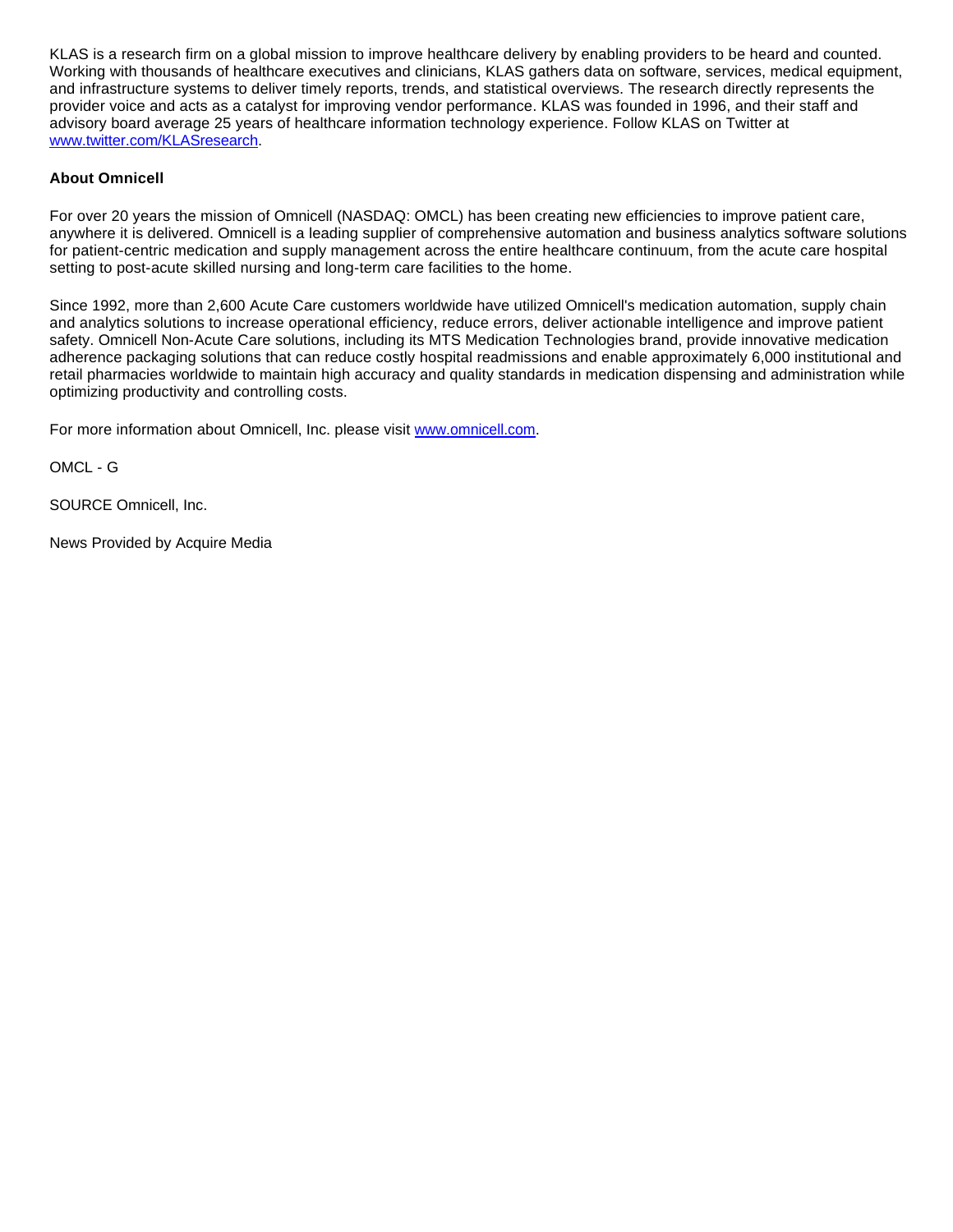KLAS is a research firm on a global mission to improve healthcare delivery by enabling providers to be heard and counted. Working with thousands of healthcare executives and clinicians, KLAS gathers data on software, services, medical equipment, and infrastructure systems to deliver timely reports, trends, and statistical overviews. The research directly represents the provider voice and acts as a catalyst for improving vendor performance. KLAS was founded in 1996, and their staff and advisory board average 25 years of healthcare information technology experience. Follow KLAS on Twitter at [www.twitter.com/KLASresearch](http://www.twitter.com/KLASresearch).

**About Omnicell**

For over 20 years the mission of Omnicell (NASDAQ: OMCL) has been creating new efficiencies to improve patient care, anywhere it is delivered. Omnicell is a leading supplier of comprehensive automation and business analytics software solutions for patient-centric medication and supply management across the entire healthcare continuum, from the acute care hospital setting to post-acute skilled nursing and long-term care facilities to the home.

Since 1992, more than 2,600 Acute Care customers worldwide have utilized Omnicell's medication automation, supply chain and analytics solutions to increase operational efficiency, reduce errors, deliver actionable intelligence and improve patient safety. Omnicell Non-Acute Care solutions, including its MTS Medication Technologies brand, provide innovative medication adherence packaging solutions that can reduce costly hospital readmissions and enable approximately 6,000 institutional and retail pharmacies worldwide to maintain high accuracy and quality standards in medication dispensing and administration while optimizing productivity and controlling costs.

For more information about Omnicell, Inc. please visit [www.omnicell.com](http://www.omnicell.com).

OMCL - G

SOURCE Omnicell, Inc.

News Provided by Acquire Media